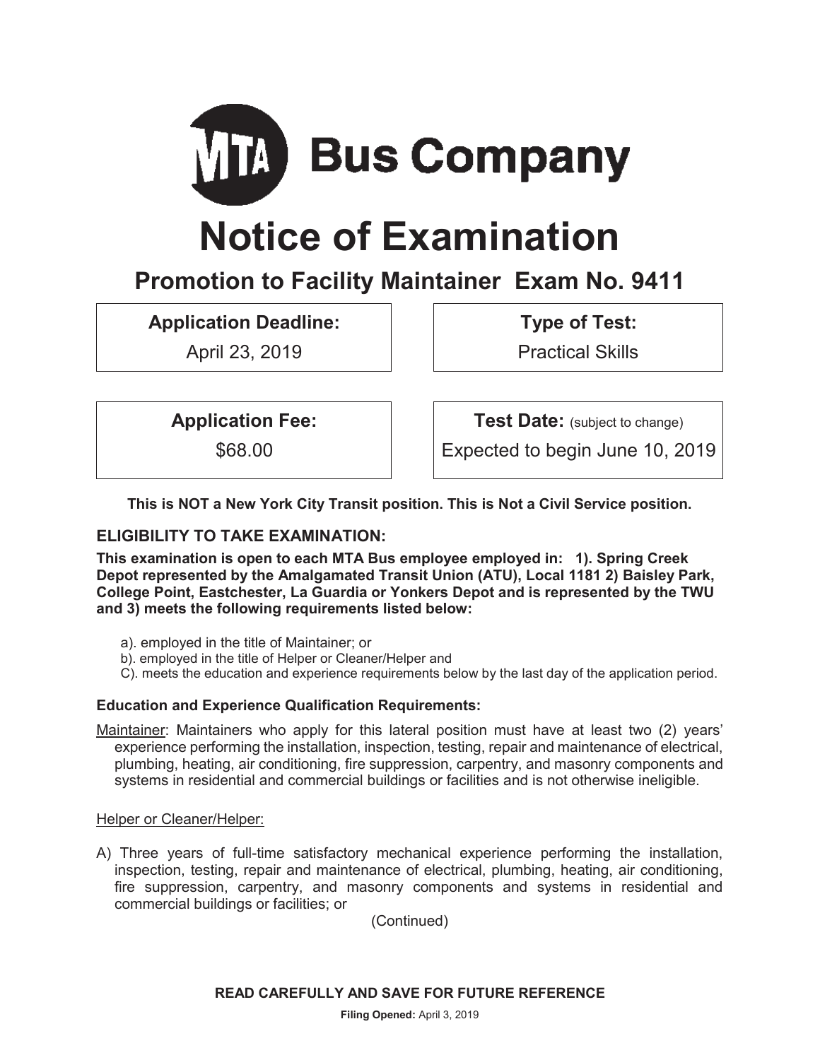# MTA Bus Company

# Notice of Examination

## Promotion to Facility Maintainer Exam No. 9411

| Application Deadline: | Type of Test: |
|---|---|
| April 23, 2019 | Practical Skills |

| Application Fee: | Test Date: (subject to change) |
|---|---|
| $68.00 | Expected to begin June 10, 2019 |

**This is NOT a New York City Transit position. This is Not a Civil Service position.**

### ELIGIBILITY TO TAKE EXAMINATION:

**This examination is open to each MTA Bus employee employed in: 1). Spring Creek Depot represented by the Amalgamated Transit Union (ATU), Local 1181 2) Baisley Park, College Point, Eastchester, La Guardia or Yonkers Depot and is represented by the TWU and 3) meets the following requirements listed below:**

a). employed in the title of Maintainer; or
b). employed in the title of Helper or Cleaner/Helper and
C). meets the education and experience requirements below by the last day of the application period.

#### Education and Experience Qualification Requirements:

Maintainer: Maintainers who apply for this lateral position must have at least two (2) years' experience performing the installation, inspection, testing, repair and maintenance of electrical, plumbing, heating, air conditioning, fire suppression, carpentry, and masonry components and systems in residential and commercial buildings or facilities and is not otherwise ineligible.

Helper or Cleaner/Helper:

A) Three years of full-time satisfactory mechanical experience performing the installation, inspection, testing, repair and maintenance of electrical, plumbing, heating, air conditioning, fire suppression, carpentry, and masonry components and systems in residential and commercial buildings or facilities; or

(Continued)

**READ CAREFULLY AND SAVE FOR FUTURE REFERENCE**

**Filing Opened:** April 3, 2019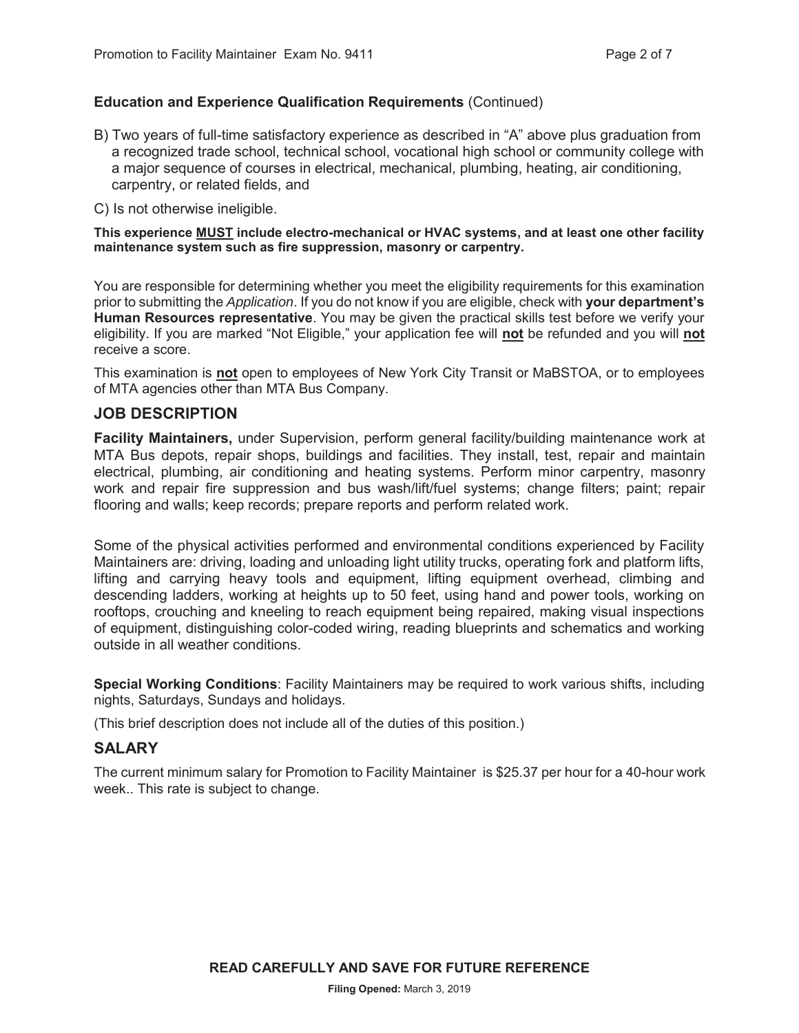**Education and Experience Qualification Requirements** (Continued)

B) Two years of full-time satisfactory experience as described in "A" above plus graduation from a recognized trade school, technical school, vocational high school or community college with a major sequence of courses in electrical, mechanical, plumbing, heating, air conditioning, carpentry, or related fields, and

C) Is not otherwise ineligible.

**This experience MUST include electro-mechanical or HVAC systems, and at least one other facility maintenance system such as fire suppression, masonry or carpentry.**

You are responsible for determining whether you meet the eligibility requirements for this examination prior to submitting the *Application*. If you do not know if you are eligible, check with **your department's Human Resources representative**. You may be given the practical skills test before we verify your eligibility. If you are marked "Not Eligible," your application fee will **not** be refunded and you will **not** receive a score.

This examination is **not** open to employees of New York City Transit or MaBSTOA, or to employees of MTA agencies other than MTA Bus Company.

## JOB DESCRIPTION

**Facility Maintainers,** under Supervision, perform general facility/building maintenance work at MTA Bus depots, repair shops, buildings and facilities. They install, test, repair and maintain electrical, plumbing, air conditioning and heating systems. Perform minor carpentry, masonry work and repair fire suppression and bus wash/lift/fuel systems; change filters; paint; repair flooring and walls; keep records; prepare reports and perform related work.

Some of the physical activities performed and environmental conditions experienced by Facility Maintainers are: driving, loading and unloading light utility trucks, operating fork and platform lifts, lifting and carrying heavy tools and equipment, lifting equipment overhead, climbing and descending ladders, working at heights up to 50 feet, using hand and power tools, working on rooftops, crouching and kneeling to reach equipment being repaired, making visual inspections of equipment, distinguishing color-coded wiring, reading blueprints and schematics and working outside in all weather conditions.

**Special Working Conditions**: Facility Maintainers may be required to work various shifts, including nights, Saturdays, Sundays and holidays.

(This brief description does not include all of the duties of this position.)

## SALARY

The current minimum salary for Promotion to Facility Maintainer is $25.37 per hour for a 40-hour work week.. This rate is subject to change.

**READ CAREFULLY AND SAVE FOR FUTURE REFERENCE**

**Filing Opened:** March 3, 2019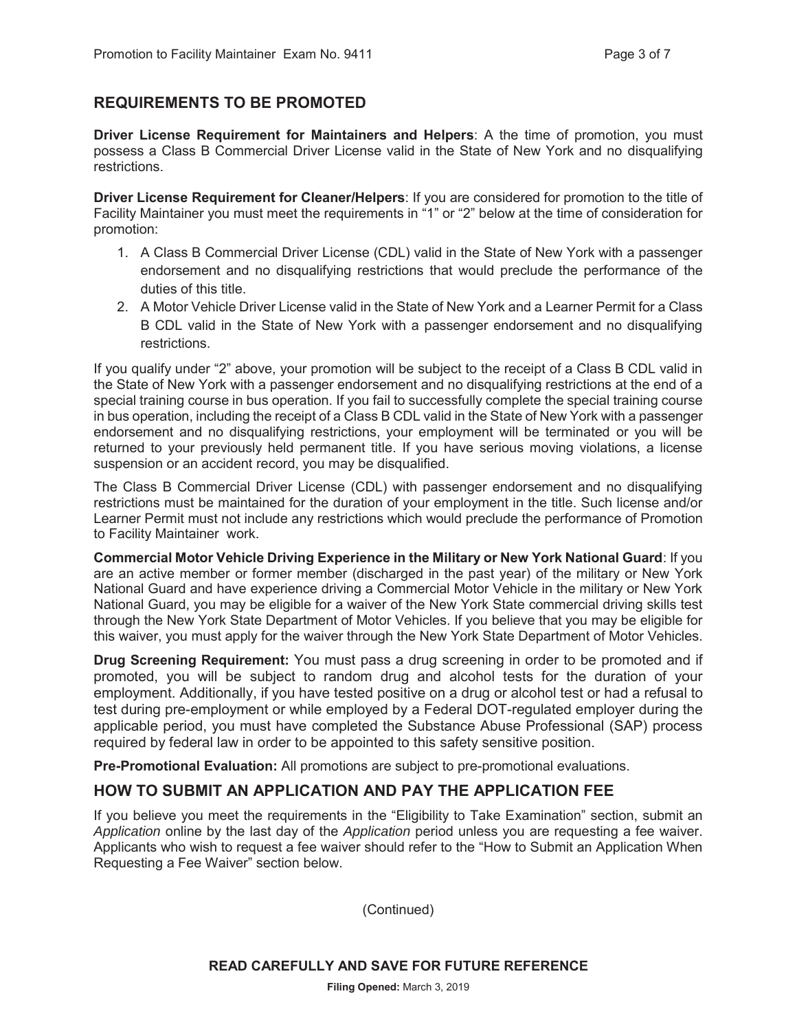## REQUIREMENTS TO BE PROMOTED

**Driver License Requirement for Maintainers and Helpers**: A the time of promotion, you must possess a Class B Commercial Driver License valid in the State of New York and no disqualifying restrictions.

**Driver License Requirement for Cleaner/Helpers**: If you are considered for promotion to the title of Facility Maintainer you must meet the requirements in "1" or "2" below at the time of consideration for promotion:

1. A Class B Commercial Driver License (CDL) valid in the State of New York with a passenger endorsement and no disqualifying restrictions that would preclude the performance of the duties of this title.
2. A Motor Vehicle Driver License valid in the State of New York and a Learner Permit for a Class B CDL valid in the State of New York with a passenger endorsement and no disqualifying restrictions.

If you qualify under "2" above, your promotion will be subject to the receipt of a Class B CDL valid in the State of New York with a passenger endorsement and no disqualifying restrictions at the end of a special training course in bus operation. If you fail to successfully complete the special training course in bus operation, including the receipt of a Class B CDL valid in the State of New York with a passenger endorsement and no disqualifying restrictions, your employment will be terminated or you will be returned to your previously held permanent title. If you have serious moving violations, a license suspension or an accident record, you may be disqualified.

The Class B Commercial Driver License (CDL) with passenger endorsement and no disqualifying restrictions must be maintained for the duration of your employment in the title. Such license and/or Learner Permit must not include any restrictions which would preclude the performance of Promotion to Facility Maintainer work.

**Commercial Motor Vehicle Driving Experience in the Military or New York National Guard**: If you are an active member or former member (discharged in the past year) of the military or New York National Guard and have experience driving a Commercial Motor Vehicle in the military or New York National Guard, you may be eligible for a waiver of the New York State commercial driving skills test through the New York State Department of Motor Vehicles. If you believe that you may be eligible for this waiver, you must apply for the waiver through the New York State Department of Motor Vehicles.

**Drug Screening Requirement:** You must pass a drug screening in order to be promoted and if promoted, you will be subject to random drug and alcohol tests for the duration of your employment. Additionally, if you have tested positive on a drug or alcohol test or had a refusal to test during pre-employment or while employed by a Federal DOT-regulated employer during the applicable period, you must have completed the Substance Abuse Professional (SAP) process required by federal law in order to be appointed to this safety sensitive position.

**Pre-Promotional Evaluation:** All promotions are subject to pre-promotional evaluations.

## HOW TO SUBMIT AN APPLICATION AND PAY THE APPLICATION FEE

If you believe you meet the requirements in the "Eligibility to Take Examination" section, submit an *Application* online by the last day of the *Application* period unless you are requesting a fee waiver. Applicants who wish to request a fee waiver should refer to the "How to Submit an Application When Requesting a Fee Waiver" section below.

(Continued)

**READ CAREFULLY AND SAVE FOR FUTURE REFERENCE**

**Filing Opened:** March 3, 2019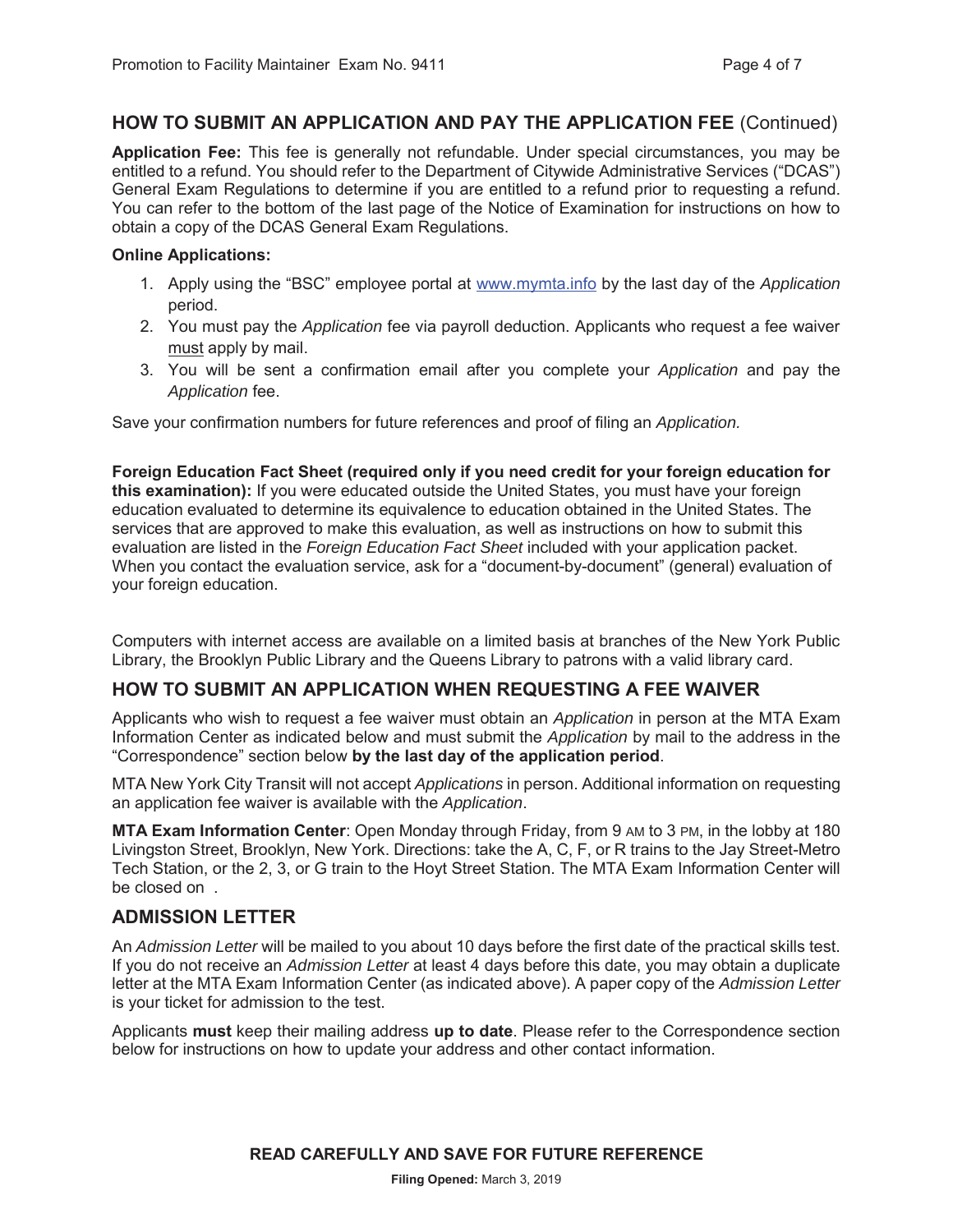## HOW TO SUBMIT AN APPLICATION AND PAY THE APPLICATION FEE (Continued)

**Application Fee:** This fee is generally not refundable. Under special circumstances, you may be entitled to a refund. You should refer to the Department of Citywide Administrative Services ("DCAS") General Exam Regulations to determine if you are entitled to a refund prior to requesting a refund. You can refer to the bottom of the last page of the Notice of Examination for instructions on how to obtain a copy of the DCAS General Exam Regulations.

**Online Applications:**

1. Apply using the "BSC" employee portal at www.mymta.info by the last day of the *Application* period.
2. You must pay the *Application* fee via payroll deduction. Applicants who request a fee waiver must apply by mail.
3. You will be sent a confirmation email after you complete your *Application* and pay the *Application* fee.

Save your confirmation numbers for future references and proof of filing an *Application.*

**Foreign Education Fact Sheet (required only if you need credit for your foreign education for this examination):** If you were educated outside the United States, you must have your foreign education evaluated to determine its equivalence to education obtained in the United States. The services that are approved to make this evaluation, as well as instructions on how to submit this evaluation are listed in the *Foreign Education Fact Sheet* included with your application packet. When you contact the evaluation service, ask for a "document-by-document" (general) evaluation of your foreign education.

Computers with internet access are available on a limited basis at branches of the New York Public Library, the Brooklyn Public Library and the Queens Library to patrons with a valid library card.

## HOW TO SUBMIT AN APPLICATION WHEN REQUESTING A FEE WAIVER

Applicants who wish to request a fee waiver must obtain an *Application* in person at the MTA Exam Information Center as indicated below and must submit the *Application* by mail to the address in the "Correspondence" section below **by the last day of the application period**.

MTA New York City Transit will not accept *Applications* in person. Additional information on requesting an application fee waiver is available with the *Application*.

**MTA Exam Information Center**: Open Monday through Friday, from 9 AM to 3 PM, in the lobby at 180 Livingston Street, Brooklyn, New York. Directions: take the A, C, F, or R trains to the Jay Street-Metro Tech Station, or the 2, 3, or G train to the Hoyt Street Station. The MTA Exam Information Center will be closed on .

## ADMISSION LETTER

An *Admission Letter* will be mailed to you about 10 days before the first date of the practical skills test. If you do not receive an *Admission Letter* at least 4 days before this date, you may obtain a duplicate letter at the MTA Exam Information Center (as indicated above). A paper copy of the *Admission Letter* is your ticket for admission to the test.

Applicants **must** keep their mailing address **up to date**. Please refer to the Correspondence section below for instructions on how to update your address and other contact information.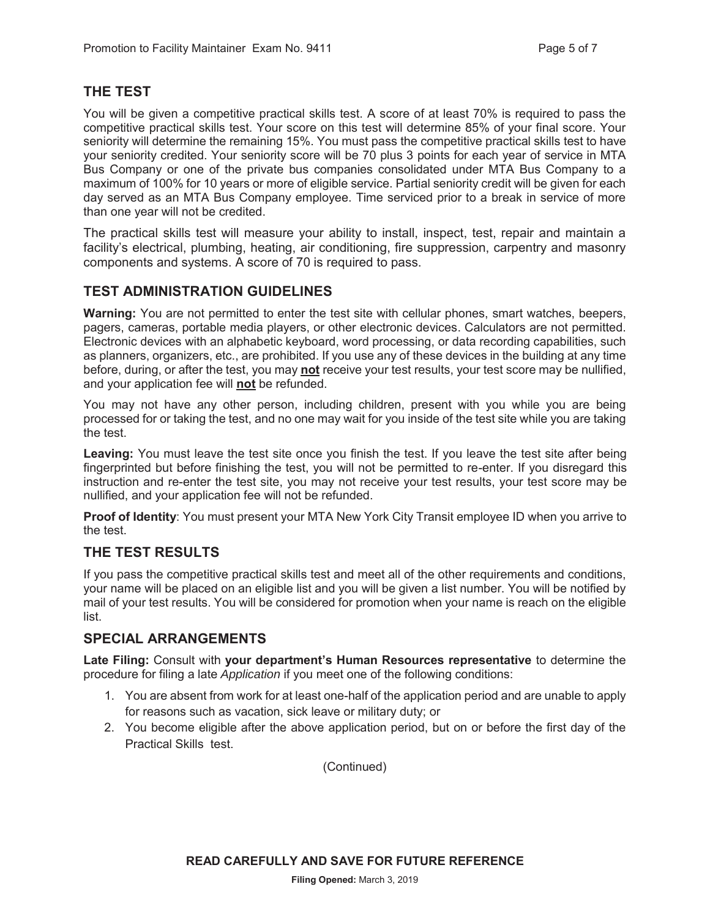## THE TEST

You will be given a competitive practical skills test. A score of at least 70% is required to pass the competitive practical skills test. Your score on this test will determine 85% of your final score. Your seniority will determine the remaining 15%. You must pass the competitive practical skills test to have your seniority credited. Your seniority score will be 70 plus 3 points for each year of service in MTA Bus Company or one of the private bus companies consolidated under MTA Bus Company to a maximum of 100% for 10 years or more of eligible service. Partial seniority credit will be given for each day served as an MTA Bus Company employee. Time serviced prior to a break in service of more than one year will not be credited.

The practical skills test will measure your ability to install, inspect, test, repair and maintain a facility's electrical, plumbing, heating, air conditioning, fire suppression, carpentry and masonry components and systems. A score of 70 is required to pass.

## TEST ADMINISTRATION GUIDELINES

**Warning:** You are not permitted to enter the test site with cellular phones, smart watches, beepers, pagers, cameras, portable media players, or other electronic devices. Calculators are not permitted. Electronic devices with an alphabetic keyboard, word processing, or data recording capabilities, such as planners, organizers, etc., are prohibited. If you use any of these devices in the building at any time before, during, or after the test, you may **not** receive your test results, your test score may be nullified, and your application fee will **not** be refunded.

You may not have any other person, including children, present with you while you are being processed for or taking the test, and no one may wait for you inside of the test site while you are taking the test.

**Leaving:** You must leave the test site once you finish the test. If you leave the test site after being fingerprinted but before finishing the test, you will not be permitted to re-enter. If you disregard this instruction and re-enter the test site, you may not receive your test results, your test score may be nullified, and your application fee will not be refunded.

**Proof of Identity**: You must present your MTA New York City Transit employee ID when you arrive to the test.

## THE TEST RESULTS

If you pass the competitive practical skills test and meet all of the other requirements and conditions, your name will be placed on an eligible list and you will be given a list number. You will be notified by mail of your test results. You will be considered for promotion when your name is reach on the eligible list.

## SPECIAL ARRANGEMENTS

**Late Filing:** Consult with **your department's Human Resources representative** to determine the procedure for filing a late *Application* if you meet one of the following conditions:

1. You are absent from work for at least one-half of the application period and are unable to apply for reasons such as vacation, sick leave or military duty; or
2. You become eligible after the above application period, but on or before the first day of the Practical Skills test.

(Continued)

**READ CAREFULLY AND SAVE FOR FUTURE REFERENCE**

**Filing Opened:** March 3, 2019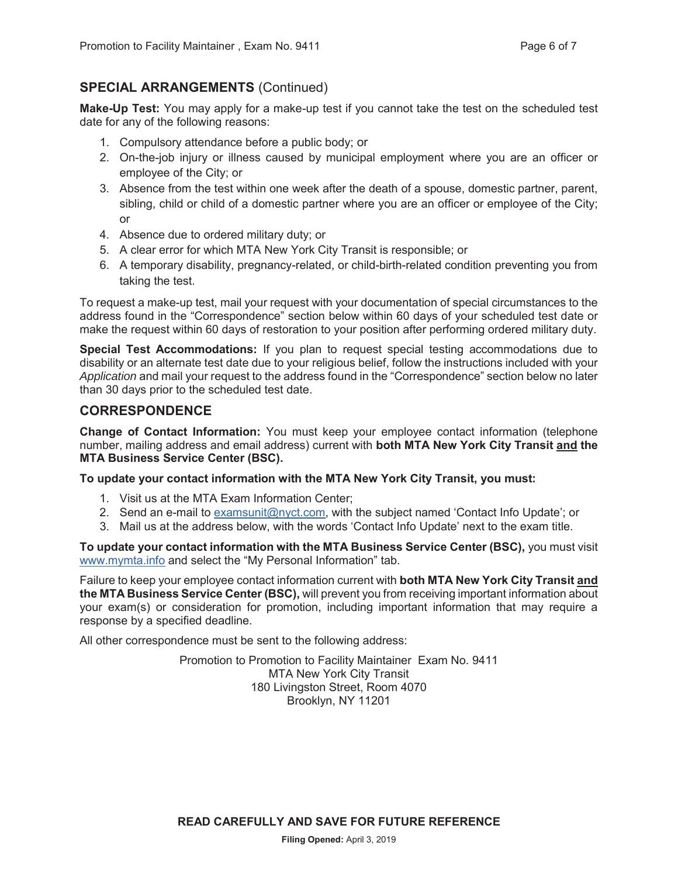## SPECIAL ARRANGEMENTS (Continued)

**Make-Up Test:** You may apply for a make-up test if you cannot take the test on the scheduled test date for any of the following reasons:

1. Compulsory attendance before a public body; or
2. On-the-job injury or illness caused by municipal employment where you are an officer or employee of the City; or
3. Absence from the test within one week after the death of a spouse, domestic partner, parent, sibling, child or child of a domestic partner where you are an officer or employee of the City; or
4. Absence due to ordered military duty; or
5. A clear error for which MTA New York City Transit is responsible; or
6. A temporary disability, pregnancy-related, or child-birth-related condition preventing you from taking the test.

To request a make-up test, mail your request with your documentation of special circumstances to the address found in the "Correspondence" section below within 60 days of your scheduled test date or make the request within 60 days of restoration to your position after performing ordered military duty.

**Special Test Accommodations:** If you plan to request special testing accommodations due to disability or an alternate test date due to your religious belief, follow the instructions included with your *Application* and mail your request to the address found in the "Correspondence" section below no later than 30 days prior to the scheduled test date.

## CORRESPONDENCE

**Change of Contact Information:** You must keep your employee contact information (telephone number, mailing address and email address) current with **both MTA New York City Transit and the MTA Business Service Center (BSC).**

**To update your contact information with the MTA New York City Transit, you must:**

1. Visit us at the MTA Exam Information Center;
2. Send an e-mail to examsunit@nyct.com, with the subject named 'Contact Info Update'; or
3. Mail us at the address below, with the words 'Contact Info Update' next to the exam title.

**To update your contact information with the MTA Business Service Center (BSC),** you must visit www.mymta.info and select the "My Personal Information" tab.

Failure to keep your employee contact information current with **both MTA New York City Transit and the MTA Business Service Center (BSC),** will prevent you from receiving important information about your exam(s) or consideration for promotion, including important information that may require a response by a specified deadline.

All other correspondence must be sent to the following address:

Promotion to Promotion to Facility Maintainer Exam No. 9411
MTA New York City Transit
180 Livingston Street, Room 4070
Brooklyn, NY 11201

**READ CAREFULLY AND SAVE FOR FUTURE REFERENCE**

**Filing Opened:** April 3, 2019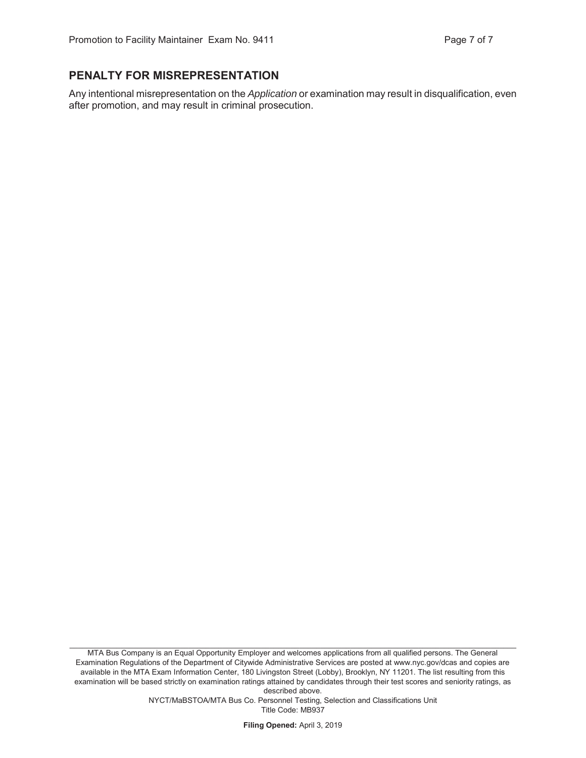## PENALTY FOR MISREPRESENTATION

Any intentional misrepresentation on the *Application* or examination may result in disqualification, even after promotion, and may result in criminal prosecution.

---

MTA Bus Company is an Equal Opportunity Employer and welcomes applications from all qualified persons. The General Examination Regulations of the Department of Citywide Administrative Services are posted at www.nyc.gov/dcas and copies are available in the MTA Exam Information Center, 180 Livingston Street (Lobby), Brooklyn, NY 11201. The list resulting from this examination will be based strictly on examination ratings attained by candidates through their test scores and seniority ratings, as described above.

NYCT/MaBSTOA/MTA Bus Co. Personnel Testing, Selection and Classifications Unit

Title Code: MB937

**Filing Opened:** April 3, 2019